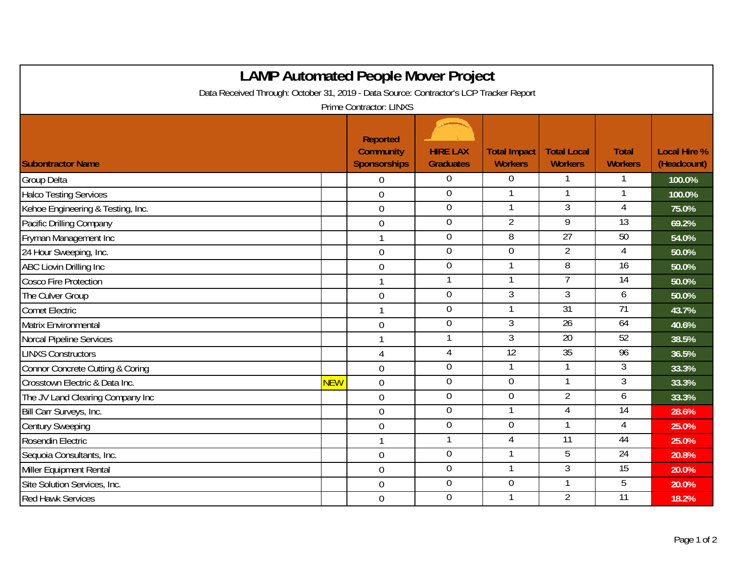# LAMP Automated People Mover Project

Data Received Through: October 31, 2019 - Data Source: Contractor's LCP Tracker Report

Prime Contractor: LINXS

| Subontractor Name | | Reported Community Sponsorships | HIRE LAX Graduates | Total Impact Workers | Total Local Workers | Total Workers | Local Hire % (Headcount) |
|---|---|---|---|---|---|---|---|
| Group Delta | | 0 | 0 | 0 | 1 | 1 | 100.0% |
| Halco Testing Services | | 0 | 0 | 1 | 1 | 1 | 100.0% |
| Kehoe Engineering & Testing, Inc. | | 0 | 0 | 1 | 3 | 4 | 75.0% |
| Pacific Drilling Company | | 0 | 0 | 2 | 9 | 13 | 69.2% |
| Fryman Management Inc | | 1 | 0 | 8 | 27 | 50 | 54.0% |
| 24 Hour Sweeping, Inc. | | 0 | 0 | 0 | 2 | 4 | 50.0% |
| ABC Liovin Drilling Inc | | 0 | 0 | 1 | 8 | 16 | 50.0% |
| Cosco Fire Protection | | 1 | 1 | 1 | 7 | 14 | 50.0% |
| The Culver Group | | 0 | 0 | 3 | 3 | 6 | 50.0% |
| Comet Electric | | 1 | 0 | 1 | 31 | 71 | 43.7% |
| Matrix Environmental | | 0 | 0 | 3 | 26 | 64 | 40.6% |
| Norcal Pipeline Services | | 1 | 1 | 3 | 20 | 52 | 38.5% |
| LINXS Constructors | | 4 | 4 | 12 | 35 | 96 | 36.5% |
| Connor Concrete Cutting & Coring | | 0 | 0 | 1 | 1 | 3 | 33.3% |
| Crosstown Electric & Data Inc. | NEW | 0 | 0 | 0 | 1 | 3 | 33.3% |
| The JV Land Clearing Company Inc | | 0 | 0 | 0 | 2 | 6 | 33.3% |
| Bill Carr Surveys, Inc. | | 0 | 0 | 1 | 4 | 14 | 28.6% |
| Century Sweeping | | 0 | 0 | 0 | 1 | 4 | 25.0% |
| Rosendin Electric | | 1 | 1 | 4 | 11 | 44 | 25.0% |
| Sequoia Consultants, Inc. | | 0 | 0 | 1 | 5 | 24 | 20.8% |
| Miller Equipment Rental | | 0 | 0 | 1 | 3 | 15 | 20.0% |
| Site Solution Services, Inc. | | 0 | 0 | 0 | 1 | 5 | 20.0% |
| Red Hawk Services | | 0 | 0 | 1 | 2 | 11 | 18.2% |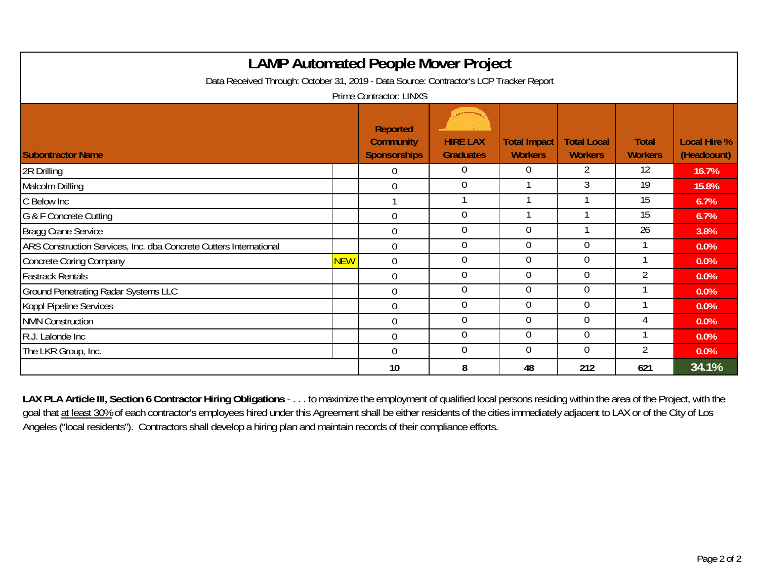# LAMP Automated People Mover Project

Data Received Through: October 31, 2019 - Data Source: Contractor's LCP Tracker Report

Prime Contractor: LINXS

| Subcontractor Name | | Reported Community Sponsorships | HIRE LAX Graduates | Total Impact Workers | Total Local Workers | Total Workers | Local Hire % (Headcount) |
|---|---|---|---|---|---|---|---|
| 2R Drilling | | 0 | 0 | 0 | 2 | 12 | 16.7% |
| Malcolm Drilling | | 0 | 0 | 1 | 3 | 19 | 15.8% |
| C Below Inc | | 1 | 1 | 1 | 1 | 15 | 6.7% |
| G & F Concrete Cutting | | 0 | 0 | 1 | 1 | 15 | 6.7% |
| Bragg Crane Service | | 0 | 0 | 0 | 1 | 26 | 3.8% |
| ARS Construction Services, Inc. dba Concrete Cutters International | | 0 | 0 | 0 | 0 | 1 | 0.0% |
| Concrete Coring Company | NEW | 0 | 0 | 0 | 0 | 1 | 0.0% |
| Fastrack Rentals | | 0 | 0 | 0 | 0 | 2 | 0.0% |
| Ground Penetrating Radar Systems LLC | | 0 | 0 | 0 | 0 | 1 | 0.0% |
| Koppl Pipeline Services | | 0 | 0 | 0 | 0 | 1 | 0.0% |
| NMN Construction | | 0 | 0 | 0 | 0 | 4 | 0.0% |
| R.J. Lalonde Inc | | 0 | 0 | 0 | 0 | 1 | 0.0% |
| The LKR Group, Inc. | | 0 | 0 | 0 | 0 | 2 | 0.0% |
| | | **10** | **8** | **48** | **212** | **621** | **34.1%** |

**LAX PLA Article III, Section 6 Contractor Hiring Obligations** - . . . to maximize the employment of qualified local persons residing within the area of the Project, with the goal that at least 30% of each contractor's employees hired under this Agreement shall be either residents of the cities immediately adjacent to LAX or of the City of Los Angeles ("local residents"). Contractors shall develop a hiring plan and maintain records of their compliance efforts.